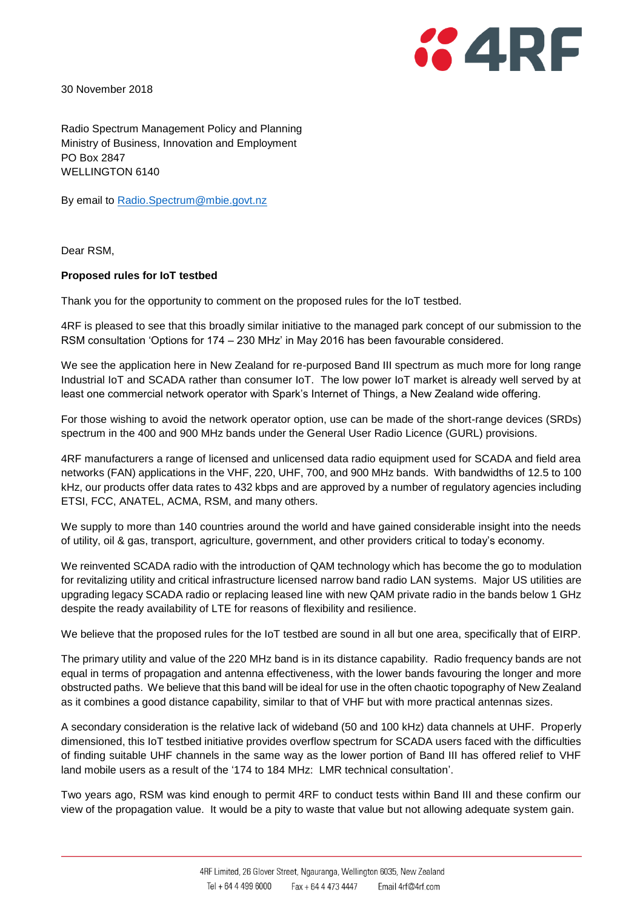30 November 2018

Radio Spectrum Management Policy and Planning
Ministry of Business, Innovation and Employment
PO Box 2847
WELLINGTON 6140

By email to Radio.Spectrum@mbie.govt.nz

Dear RSM,

**Proposed rules for IoT testbed**

Thank you for the opportunity to comment on the proposed rules for the IoT testbed.

4RF is pleased to see that this broadly similar initiative to the managed park concept of our submission to the RSM consultation 'Options for 174 – 230 MHz' in May 2016 has been favourable considered.

We see the application here in New Zealand for re-purposed Band III spectrum as much more for long range Industrial IoT and SCADA rather than consumer IoT. The low power IoT market is already well served by at least one commercial network operator with Spark's Internet of Things, a New Zealand wide offering.

For those wishing to avoid the network operator option, use can be made of the short-range devices (SRDs) spectrum in the 400 and 900 MHz bands under the General User Radio Licence (GURL) provisions.

4RF manufacturers a range of licensed and unlicensed data radio equipment used for SCADA and field area networks (FAN) applications in the VHF, 220, UHF, 700, and 900 MHz bands. With bandwidths of 12.5 to 100 kHz, our products offer data rates to 432 kbps and are approved by a number of regulatory agencies including ETSI, FCC, ANATEL, ACMA, RSM, and many others.

We supply to more than 140 countries around the world and have gained considerable insight into the needs of utility, oil & gas, transport, agriculture, government, and other providers critical to today's economy.

We reinvented SCADA radio with the introduction of QAM technology which has become the go to modulation for revitalizing utility and critical infrastructure licensed narrow band radio LAN systems. Major US utilities are upgrading legacy SCADA radio or replacing leased line with new QAM private radio in the bands below 1 GHz despite the ready availability of LTE for reasons of flexibility and resilience.

We believe that the proposed rules for the IoT testbed are sound in all but one area, specifically that of EIRP.

The primary utility and value of the 220 MHz band is in its distance capability. Radio frequency bands are not equal in terms of propagation and antenna effectiveness, with the lower bands favouring the longer and more obstructed paths. We believe that this band will be ideal for use in the often chaotic topography of New Zealand as it combines a good distance capability, similar to that of VHF but with more practical antennas sizes.

A secondary consideration is the relative lack of wideband (50 and 100 kHz) data channels at UHF. Properly dimensioned, this IoT testbed initiative provides overflow spectrum for SCADA users faced with the difficulties of finding suitable UHF channels in the same way as the lower portion of Band III has offered relief to VHF land mobile users as a result of the '174 to 184 MHz: LMR technical consultation'.

Two years ago, RSM was kind enough to permit 4RF to conduct tests within Band III and these confirm our view of the propagation value. It would be a pity to waste that value but not allowing adequate system gain.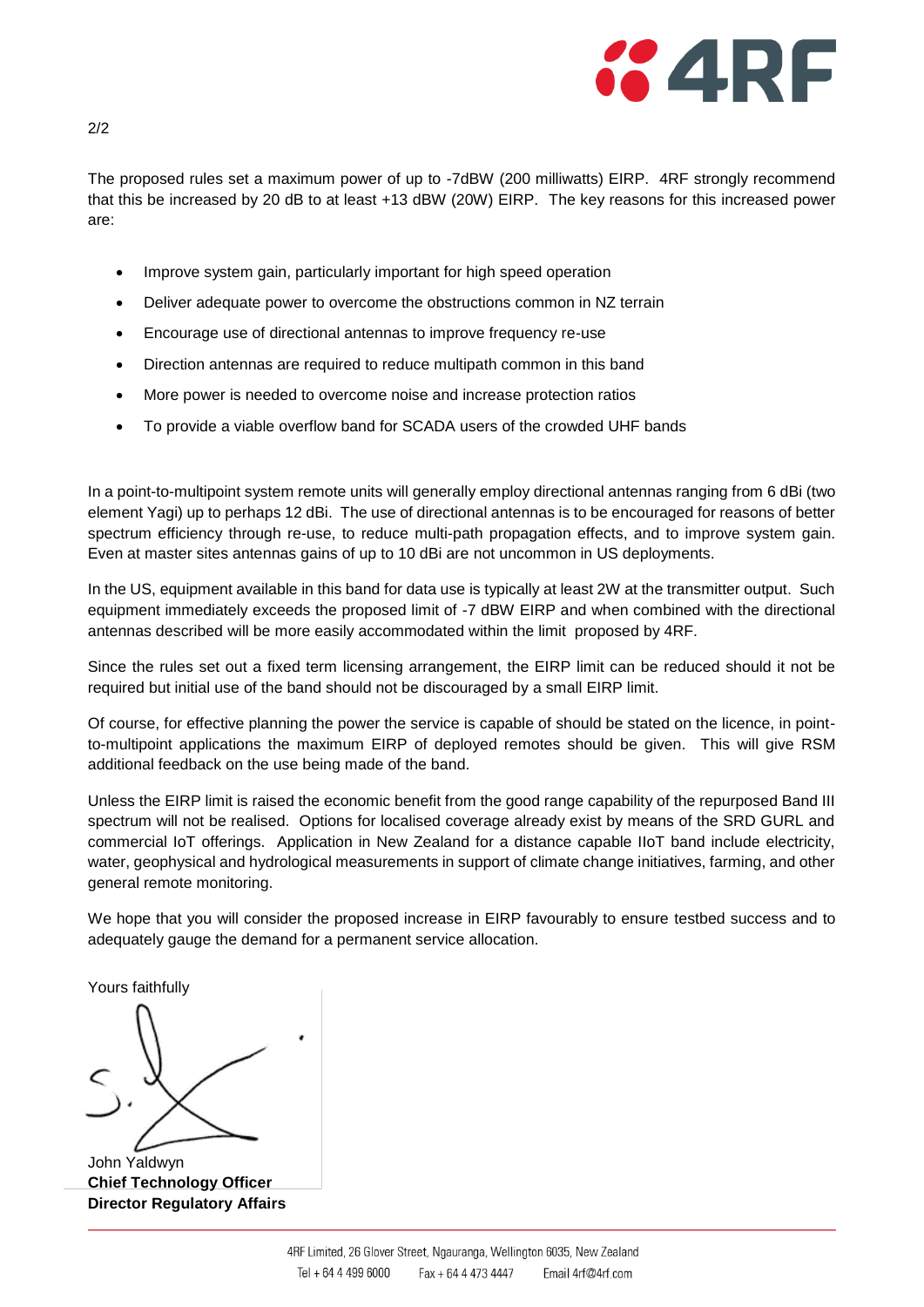The proposed rules set a maximum power of up to -7dBW (200 milliwatts) EIRP. 4RF strongly recommend that this be increased by 20 dB to at least +13 dBW (20W) EIRP. The key reasons for this increased power are:

- Improve system gain, particularly important for high speed operation
- Deliver adequate power to overcome the obstructions common in NZ terrain
- Encourage use of directional antennas to improve frequency re-use
- Direction antennas are required to reduce multipath common in this band
- More power is needed to overcome noise and increase protection ratios
- To provide a viable overflow band for SCADA users of the crowded UHF bands

In a point-to-multipoint system remote units will generally employ directional antennas ranging from 6 dBi (two element Yagi) up to perhaps 12 dBi. The use of directional antennas is to be encouraged for reasons of better spectrum efficiency through re-use, to reduce multi-path propagation effects, and to improve system gain. Even at master sites antennas gains of up to 10 dBi are not uncommon in US deployments.

In the US, equipment available in this band for data use is typically at least 2W at the transmitter output. Such equipment immediately exceeds the proposed limit of -7 dBW EIRP and when combined with the directional antennas described will be more easily accommodated within the limit proposed by 4RF.

Since the rules set out a fixed term licensing arrangement, the EIRP limit can be reduced should it not be required but initial use of the band should not be discouraged by a small EIRP limit.

Of course, for effective planning the power the service is capable of should be stated on the licence, in point-to-multipoint applications the maximum EIRP of deployed remotes should be given. This will give RSM additional feedback on the use being made of the band.

Unless the EIRP limit is raised the economic benefit from the good range capability of the repurposed Band III spectrum will not be realised. Options for localised coverage already exist by means of the SRD GURL and commercial IoT offerings. Application in New Zealand for a distance capable IIoT band include electricity, water, geophysical and hydrological measurements in support of climate change initiatives, farming, and other general remote monitoring.

We hope that you will consider the proposed increase in EIRP favourably to ensure testbed success and to adequately gauge the demand for a permanent service allocation.

Yours faithfully

John Yaldwyn
**Chief Technology Officer**
**Director Regulatory Affairs**

4RF Limited, 26 Glover Street, Ngauranga, Wellington 6035, New Zealand
Tel + 64 4 499 6000 Fax + 64 4 473 4447 Email 4rf@4rf.com